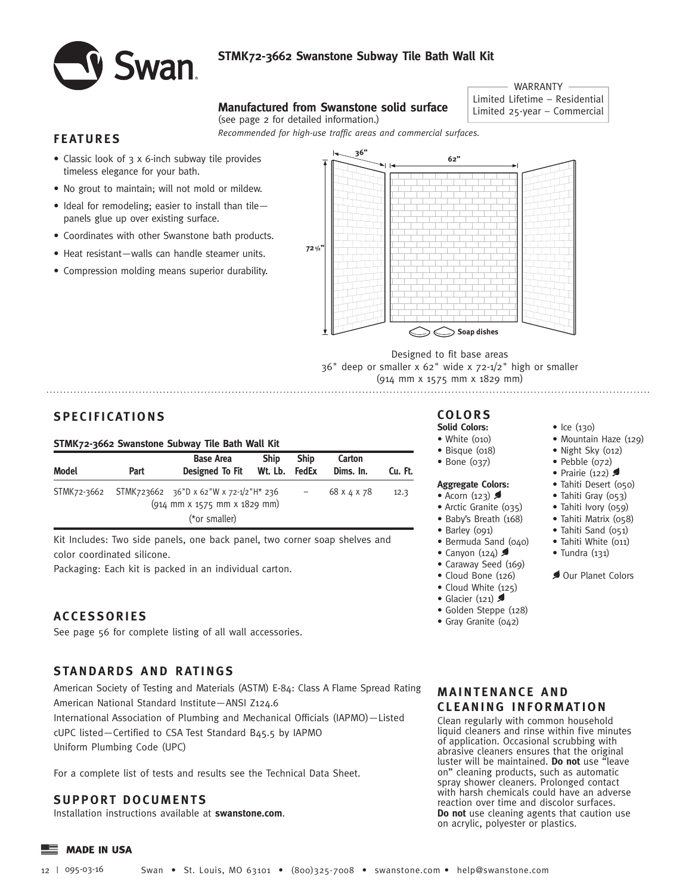# STMK72-3662 Swanstone Subway Tile Bath Wall Kit

**Manufactured from Swanstone solid surface**
(see page 2 for detailed information.)
*Recommended for high-use traffic areas and commercial surfaces.*

WARRANTY
Limited Lifetime – Residential
Limited 25-year – Commercial

## FEATURES

- Classic look of 3 x 6-inch subway tile provides timeless elegance for your bath.
- No grout to maintain; will not mold or mildew.
- Ideal for remodeling; easier to install than tile—panels glue up over existing surface.
- Coordinates with other Swanstone bath products.
- Heat resistant—walls can handle steamer units.
- Compression molding means superior durability.

36" 62" 72 1/2" Soap dishes

Designed to fit base areas
36" deep or smaller x 62" wide x 72-1/2" high or smaller
(914 mm x 1575 mm x 1829 mm)

## SPECIFICATIONS

**STMK72-3662 Swanstone Subway Tile Bath Wall Kit**

| Model | Part | Base Area Designed To Fit | Ship Wt. Lb. | Ship FedEx | Carton Dims. In. | Cu. Ft. |
|---|---|---|---|---|---|---|
| STMK72-3662 | STMK723662 | 36"D x 62"W x 72-1/2"H* (914 mm x 1575 mm x 1829 mm) (*or smaller) | 236 | – | 68 x 4 x 78 | 12.3 |

Kit Includes: Two side panels, one back panel, two corner soap shelves and color coordinated silicone.

Packaging: Each kit is packed in an individual carton.

## COLORS

**Solid Colors:**
- White (010)
- Bisque (018)
- Bone (037)

**Aggregate Colors:**
- Acorn (123) 🍃
- Arctic Granite (035)
- Baby's Breath (168)
- Barley (091)
- Bermuda Sand (040)
- Canyon (124) 🍃
- Caraway Seed (169)
- Cloud Bone (126)
- Cloud White (125)
- Glacier (121) 🍃
- Golden Steppe (128)
- Gray Granite (042)
- Ice (130)
- Mountain Haze (129)
- Night Sky (012)
- Pebble (072)
- Prairie (122) 🍃
- Tahiti Desert (050)
- Tahiti Gray (053)
- Tahiti Ivory (059)
- Tahiti Matrix (058)
- Tahiti Sand (051)
- Tahiti White (011)
- Tundra (131)

🍃 Our Planet Colors

## ACCESSORIES

See page 56 for complete listing of all wall accessories.

## STANDARDS AND RATINGS

American Society of Testing and Materials (ASTM) E-84: Class A Flame Spread Rating
American National Standard Institute—ANSI Z124.6
International Association of Plumbing and Mechanical Officials (IAPMO)—Listed
cUPC listed—Certified to CSA Test Standard B45.5 by IAPMO
Uniform Plumbing Code (UPC)

For a complete list of tests and results see the Technical Data Sheet.

## MAINTENANCE AND CLEANING INFORMATION

Clean regularly with common household liquid cleaners and rinse within five minutes of application. Occasional scrubbing with abrasive cleaners ensures that the original luster will be maintained. **Do not** use "leave on" cleaning products, such as automatic spray shower cleaners. Prolonged contact with harsh chemicals could have an adverse reaction over time and discolor surfaces. **Do not** use cleaning agents that caution use on acrylic, polyester or plastics.

## SUPPORT DOCUMENTS

Installation instructions available at **swanstone.com**.

**MADE IN USA**

095-03-16 Swan • St. Louis, MO 63101 • (800)325-7008 • swanstone.com • help@swanstone.com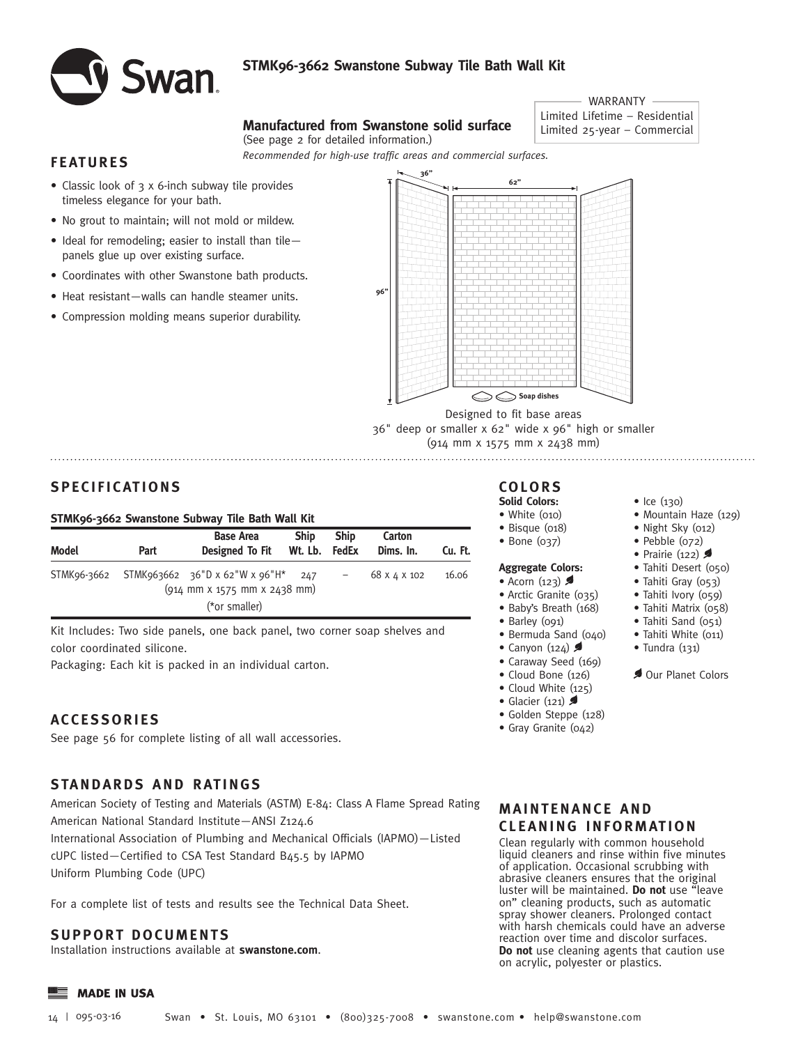# STMK96-3662 Swanstone Subway Tile Bath Wall Kit

WARRANTY
Limited Lifetime – Residential
Limited 25-year – Commercial

**Manufactured from Swanstone solid surface**
(See page 2 for detailed information.)
*Recommended for high-use traffic areas and commercial surfaces.*

## FEATURES

- Classic look of 3 x 6-inch subway tile provides timeless elegance for your bath.
- No grout to maintain; will not mold or mildew.
- Ideal for remodeling; easier to install than tile—panels glue up over existing surface.
- Coordinates with other Swanstone bath products.
- Heat resistant—walls can handle steamer units.
- Compression molding means superior durability.

36"
62"
96"
Soap dishes

Designed to fit base areas
36" deep or smaller x 62" wide x 96" high or smaller
(914 mm x 1575 mm x 2438 mm)

## SPECIFICATIONS

**STMK96-3662 Swanstone Subway Tile Bath Wall Kit**

| Model | Part | Base Area Designed To Fit | Ship Wt. Lb. | Ship FedEx | Carton Dims. In. | Cu. Ft. |
|---|---|---|---|---|---|---|
| STMK96-3662 | STMK963662 | 36"D x 62"W x 96"H* (914 mm x 1575 mm x 2438 mm) (*or smaller) | 247 | – | 68 x 4 x 102 | 16.06 |

Kit Includes: Two side panels, one back panel, two corner soap shelves and color coordinated silicone.

Packaging: Each kit is packed in an individual carton.

## ACCESSORIES

See page 56 for complete listing of all wall accessories.

## STANDARDS AND RATINGS

American Society of Testing and Materials (ASTM) E-84: Class A Flame Spread Rating
American National Standard Institute—ANSI Z124.6
International Association of Plumbing and Mechanical Officials (IAPMO)—Listed
cUPC listed—Certified to CSA Test Standard B45.5 by IAPMO
Uniform Plumbing Code (UPC)

For a complete list of tests and results see the Technical Data Sheet.

## SUPPORT DOCUMENTS

Installation instructions available at **swanstone.com**.

## COLORS

**Solid Colors:**
- White (010)
- Bisque (018)
- Bone (037)

**Aggregate Colors:**
- Acorn (123) 🍃
- Arctic Granite (035)
- Baby's Breath (168)
- Barley (091)
- Bermuda Sand (040)
- Canyon (124) 🍃
- Caraway Seed (169)
- Cloud Bone (126)
- Cloud White (125)
- Glacier (121) 🍃
- Golden Steppe (128)
- Gray Granite (042)
- Ice (130)
- Mountain Haze (129)
- Night Sky (012)
- Pebble (072)
- Prairie (122) 🍃
- Tahiti Desert (050)
- Tahiti Gray (053)
- Tahiti Ivory (059)
- Tahiti Matrix (058)
- Tahiti Sand (051)
- Tahiti White (011)
- Tundra (131)

🍃 Our Planet Colors

## MAINTENANCE AND CLEANING INFORMATION

Clean regularly with common household liquid cleaners and rinse within five minutes of application. Occasional scrubbing with abrasive cleaners ensures that the original luster will be maintained. **Do not** use "leave on" cleaning products, such as automatic spray shower cleaners. Prolonged contact with harsh chemicals could have an adverse reaction over time and discolor surfaces. **Do not** use cleaning agents that caution use on acrylic, polyester or plastics.

**MADE IN USA**

095-03-16 Swan • St. Louis, MO 63101 • (800)325-7008 • swanstone.com • help@swanstone.com